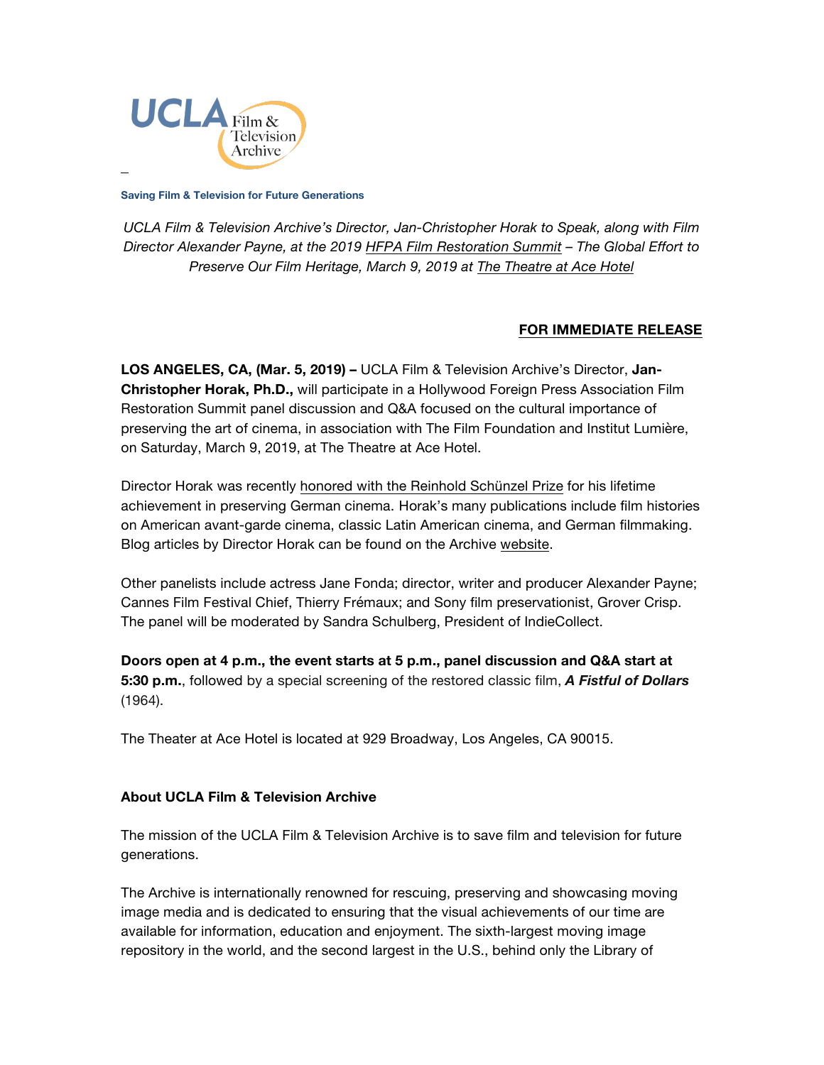UCLA Film & Television Archive

**Saving Film & Television for Future Generations**

*UCLA Film & Television Archive's Director, Jan-Christopher Horak to Speak, along with Film Director Alexander Payne, at the 2019 HFPA Film Restoration Summit – The Global Effort to Preserve Our Film Heritage, March 9, 2019 at The Theatre at Ace Hotel*

**FOR IMMEDIATE RELEASE**

**LOS ANGELES, CA, (Mar. 5, 2019) –** UCLA Film & Television Archive's Director, **Jan-Christopher Horak, Ph.D.,** will participate in a Hollywood Foreign Press Association Film Restoration Summit panel discussion and Q&A focused on the cultural importance of preserving the art of cinema, in association with The Film Foundation and Institut Lumière, on Saturday, March 9, 2019, at The Theatre at Ace Hotel.

Director Horak was recently honored with the Reinhold Schünzel Prize for his lifetime achievement in preserving German cinema. Horak's many publications include film histories on American avant-garde cinema, classic Latin American cinema, and German filmmaking. Blog articles by Director Horak can be found on the Archive website.

Other panelists include actress Jane Fonda; director, writer and producer Alexander Payne; Cannes Film Festival Chief, Thierry Frémaux; and Sony film preservationist, Grover Crisp. The panel will be moderated by Sandra Schulberg, President of IndieCollect.

**Doors open at 4 p.m., the event starts at 5 p.m., panel discussion and Q&A start at 5:30 p.m.**, followed by a special screening of the restored classic film, ***A Fistful of Dollars*** (1964).

The Theater at Ace Hotel is located at 929 Broadway, Los Angeles, CA 90015.

**About UCLA Film & Television Archive**

The mission of the UCLA Film & Television Archive is to save film and television for future generations.

The Archive is internationally renowned for rescuing, preserving and showcasing moving image media and is dedicated to ensuring that the visual achievements of our time are available for information, education and enjoyment. The sixth-largest moving image repository in the world, and the second largest in the U.S., behind only the Library of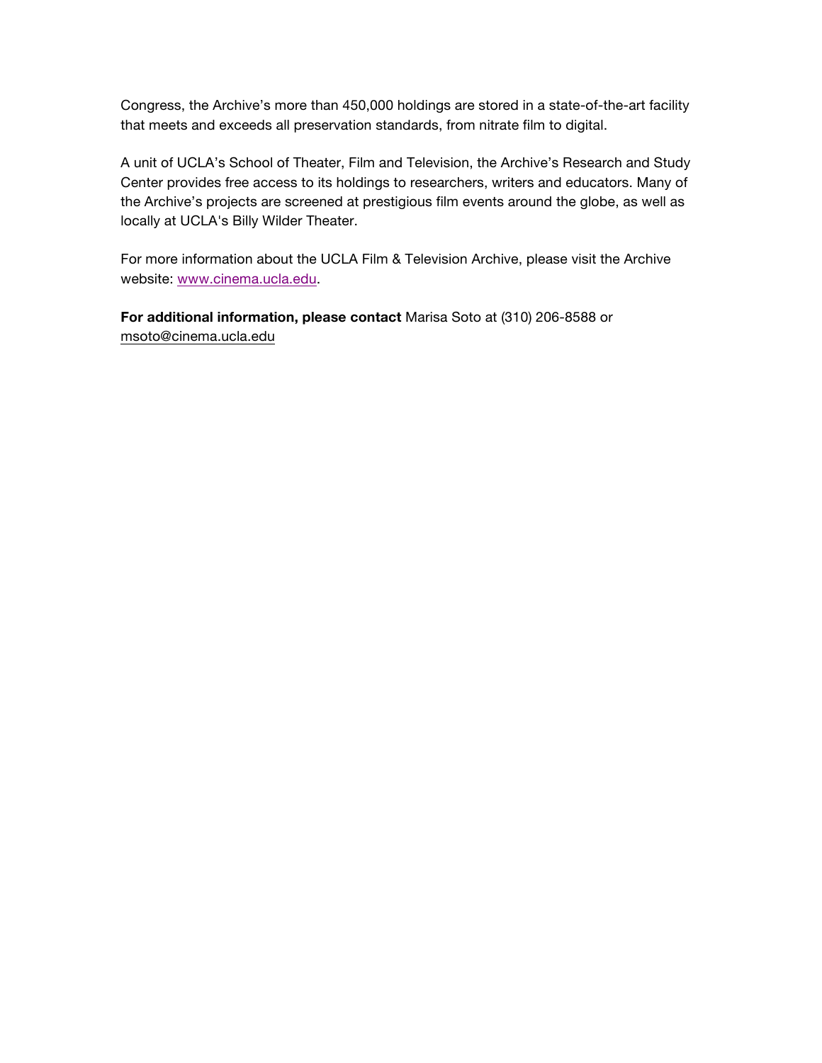Congress, the Archive's more than 450,000 holdings are stored in a state-of-the-art facility that meets and exceeds all preservation standards, from nitrate film to digital.

A unit of UCLA's School of Theater, Film and Television, the Archive's Research and Study Center provides free access to its holdings to researchers, writers and educators. Many of the Archive's projects are screened at prestigious film events around the globe, as well as locally at UCLA's Billy Wilder Theater.

For more information about the UCLA Film & Television Archive, please visit the Archive website: [www.cinema.ucla.edu](http://www.cinema.ucla.edu).

**For additional information, please contact** Marisa Soto at (310) 206-8588 or msoto@cinema.ucla.edu